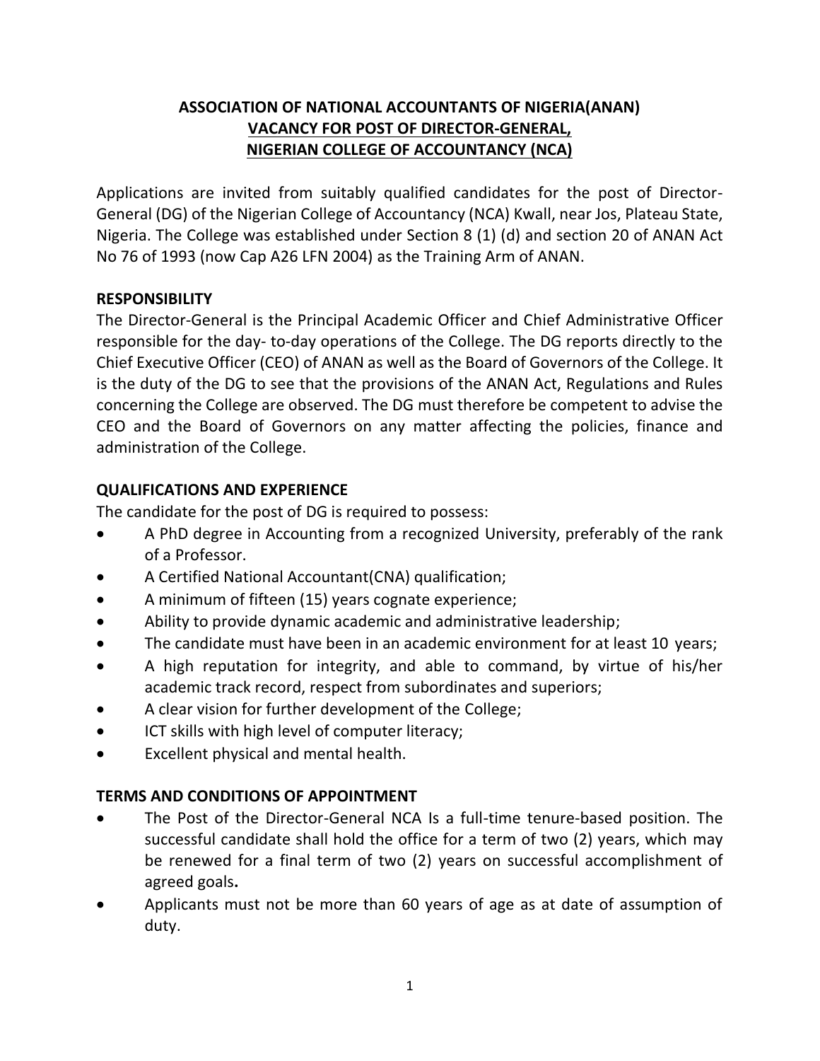# ASSOCIATION OF NATIONAL ACCOUNTANTS OF NIGERIA(ANAN)
## VACANCY FOR POST OF DIRECTOR-GENERAL, NIGERIAN COLLEGE OF ACCOUNTANCY (NCA)

Applications are invited from suitably qualified candidates for the post of Director-General (DG) of the Nigerian College of Accountancy (NCA) Kwall, near Jos, Plateau State, Nigeria. The College was established under Section 8 (1) (d) and section 20 of ANAN Act No 76 of 1993 (now Cap A26 LFN 2004) as the Training Arm of ANAN.

### RESPONSIBILITY

The Director-General is the Principal Academic Officer and Chief Administrative Officer responsible for the day- to-day operations of the College. The DG reports directly to the Chief Executive Officer (CEO) of ANAN as well as the Board of Governors of the College. It is the duty of the DG to see that the provisions of the ANAN Act, Regulations and Rules concerning the College are observed. The DG must therefore be competent to advise the CEO and the Board of Governors on any matter affecting the policies, finance and administration of the College.

### QUALIFICATIONS AND EXPERIENCE

The candidate for the post of DG is required to possess:

- A PhD degree in Accounting from a recognized University, preferably of the rank of a Professor.
- A Certified National Accountant(CNA) qualification;
- A minimum of fifteen (15) years cognate experience;
- Ability to provide dynamic academic and administrative leadership;
- The candidate must have been in an academic environment for at least 10 years;
- A high reputation for integrity, and able to command, by virtue of his/her academic track record, respect from subordinates and superiors;
- A clear vision for further development of the College;
- ICT skills with high level of computer literacy;
- Excellent physical and mental health.

### TERMS AND CONDITIONS OF APPOINTMENT

- The Post of the Director-General NCA Is a full-time tenure-based position. The successful candidate shall hold the office for a term of two (2) years, which may be renewed for a final term of two (2) years on successful accomplishment of agreed goals**.**
- Applicants must not be more than 60 years of age as at date of assumption of duty.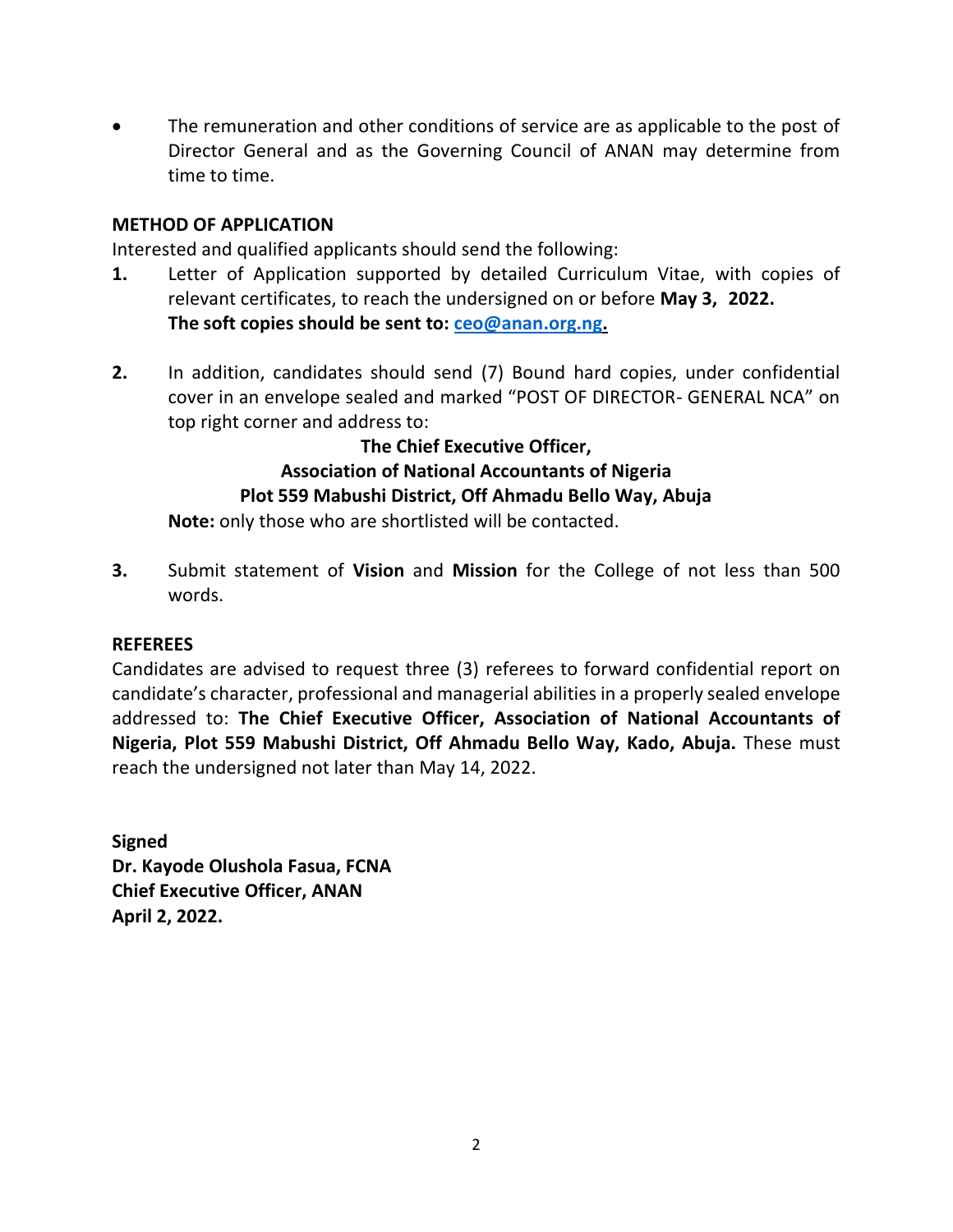- The remuneration and other conditions of service are as applicable to the post of Director General and as the Governing Council of ANAN may determine from time to time.

**METHOD OF APPLICATION**

Interested and qualified applicants should send the following:

1. Letter of Application supported by detailed Curriculum Vitae, with copies of relevant certificates, to reach the undersigned on or before **May 3, 2022.**
   **The soft copies should be sent to: ceo@anan.org.ng.**

2. In addition, candidates should send (7) Bound hard copies, under confidential cover in an envelope sealed and marked "POST OF DIRECTOR- GENERAL NCA" on top right corner and address to:

   **The Chief Executive Officer,**
   **Association of National Accountants of Nigeria**
   **Plot 559 Mabushi District, Off Ahmadu Bello Way, Abuja**

   **Note:** only those who are shortlisted will be contacted.

3. Submit statement of **Vision** and **Mission** for the College of not less than 500 words.

**REFEREES**

Candidates are advised to request three (3) referees to forward confidential report on candidate's character, professional and managerial abilities in a properly sealed envelope addressed to: **The Chief Executive Officer, Association of National Accountants of Nigeria, Plot 559 Mabushi District, Off Ahmadu Bello Way, Kado, Abuja.** These must reach the undersigned not later than May 14, 2022.

**Signed**
**Dr. Kayode Olushola Fasua, FCNA**
**Chief Executive Officer, ANAN**
**April 2, 2022.**